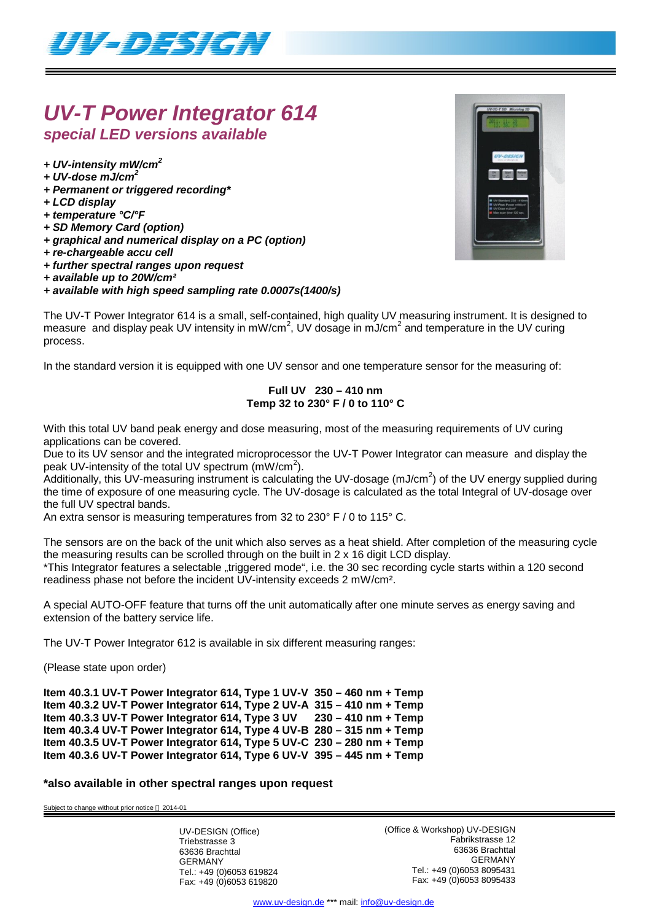# UV-T Power Integrator 614

## special LED versions available

- *+ UV-intensity mW/cm²*
- *+ UV-dose mJ/cm²*
- *+ Permanent or triggered recording**
- *+ LCD display*
- *+ temperature °C/°F*
- *+ SD Memory Card (option)*
- *+ graphical and numerical display on a PC (option)*
- *+ re-chargeable accu cell*
- *+ further spectral ranges upon request*
- *+ available up to 20W/cm²*
- *+ available with high speed sampling rate 0.0007s(1400/s)*

The UV-T Power Integrator 614 is a small, self-contained, high quality UV measuring instrument. It is designed to measure and display peak UV intensity in mW/cm², UV dosage in mJ/cm² and temperature in the UV curing process.

In the standard version it is equipped with one UV sensor and one temperature sensor for the measuring of:

**Full UV 230 – 410 nm**
**Temp 32 to 230° F / 0 to 110° C**

With this total UV band peak energy and dose measuring, most of the measuring requirements of UV curing applications can be covered.
Due to its UV sensor and the integrated microprocessor the UV-T Power Integrator can measure and display the peak UV-intensity of the total UV spectrum (mW/cm²).
Additionally, this UV-measuring instrument is calculating the UV-dosage (mJ/cm²) of the UV energy supplied during the time of exposure of one measuring cycle. The UV-dosage is calculated as the total Integral of UV-dosage over the full UV spectral bands.
An extra sensor is measuring temperatures from 32 to 230° F / 0 to 115° C.

The sensors are on the back of the unit which also serves as a heat shield. After completion of the measuring cycle the measuring results can be scrolled through on the built in 2 x 16 digit LCD display.
*This Integrator features a selectable „triggered mode", i.e. the 30 sec recording cycle starts within a 120 second readiness phase not before the incident UV-intensity exceeds 2 mW/cm².

A special AUTO-OFF feature that turns off the unit automatically after one minute serves as energy saving and extension of the battery service life.

The UV-T Power Integrator 612 is available in six different measuring ranges:

(Please state upon order)

**Item 40.3.1 UV-T Power Integrator 614, Type 1 UV-V 350 – 460 nm + Temp**
**Item 40.3.2 UV-T Power Integrator 614, Type 2 UV-A 315 – 410 nm + Temp**
**Item 40.3.3 UV-T Power Integrator 614, Type 3 UV 230 – 410 nm + Temp**
**Item 40.3.4 UV-T Power Integrator 614, Type 4 UV-B 280 – 315 nm + Temp**
**Item 40.3.5 UV-T Power Integrator 614, Type 5 UV-C 230 – 280 nm + Temp**
**Item 40.3.6 UV-T Power Integrator 614, Type 6 UV-V 395 – 445 nm + Temp**

**\*also available in other spectral ranges upon request**

Subject to change without prior notice 2014-01

UV-DESIGN (Office)
Triebstrasse 3
63636 Brachttal
GERMANY
Tel.: +49 (0)6053 619824
Fax: +49 (0)6053 619820

(Office & Workshop) UV-DESIGN
Fabrikstrasse 12
63636 Brachttal
GERMANY
Tel.: +49 (0)6053 8095431
Fax: +49 (0)6053 8095433

www.uv-design.de *** mail: info@uv-design.de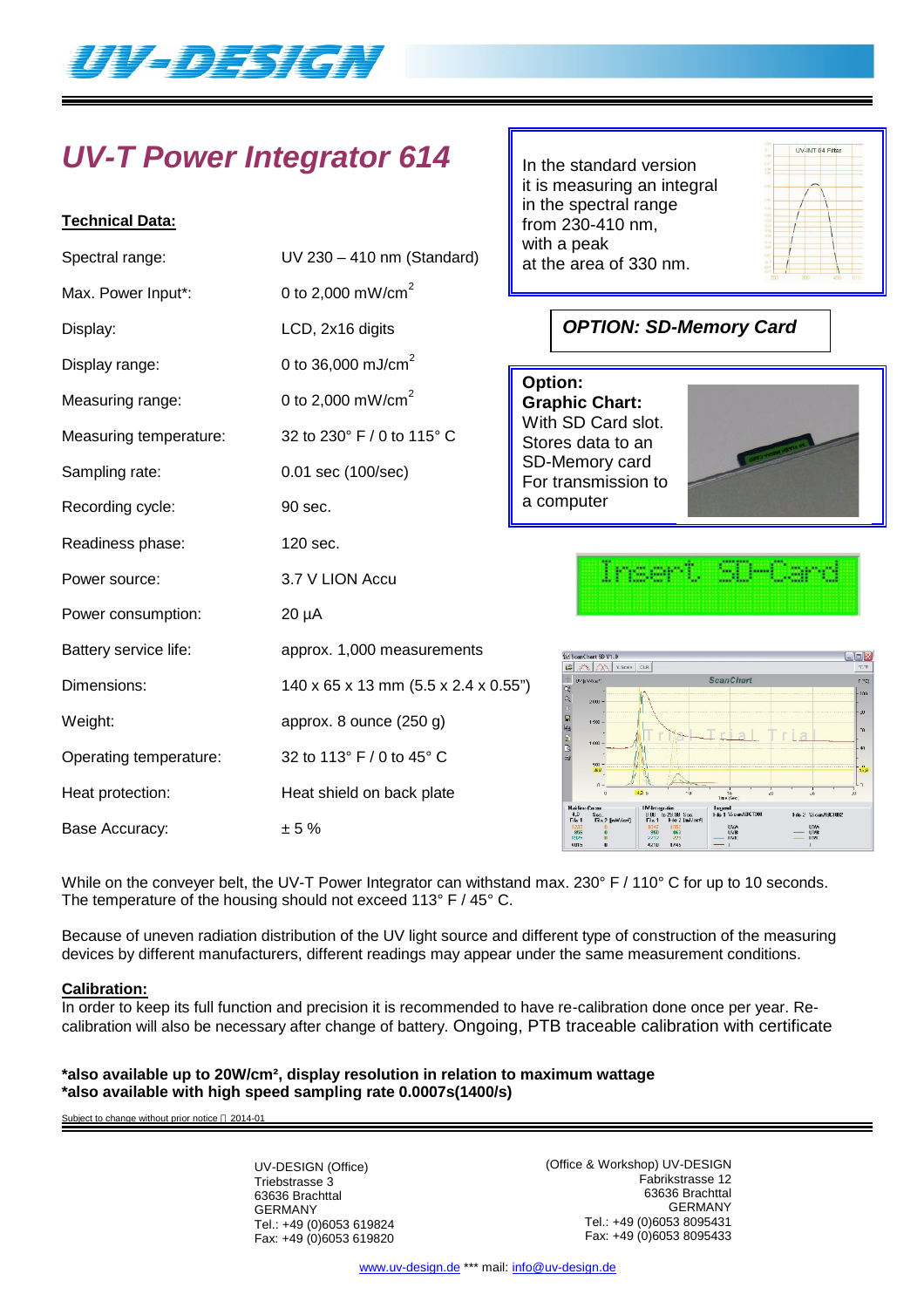# UV-T Power Integrator 614

**Technical Data:**

| | |
|---|---|
| Spectral range: | UV 230 – 410 nm (Standard) |
| Max. Power Input*: | 0 to 2,000 mW/cm$^2$ |
| Display: | LCD, 2x16 digits |
| Display range: | 0 to 36,000 mJ/cm$^2$ |
| Measuring range: | 0 to 2,000 mW/cm$^2$ |
| Measuring temperature: | 32 to 230° F / 0 to 115° C |
| Sampling rate: | 0.01 sec (100/sec) |
| Recording cycle: | 90 sec. |
| Readiness phase: | 120 sec. |
| Power source: | 3.7 V LION Accu |
| Power consumption: | 20 µA |
| Battery service life: | approx. 1,000 measurements |
| Dimensions: | 140 x 65 x 13 mm (5.5 x 2.4 x 0.55") |
| Weight: | approx. 8 ounce (250 g) |
| Operating temperature: | 32 to 113° F / 0 to 45° C |
| Heat protection: | Heat shield on back plate |
| Base Accuracy: | ± 5 % |

In the standard version it is measuring an integral in the spectral range from 230-410 nm, with a peak at the area of 330 nm.

UV-INT 04 Filter

***OPTION: SD-Memory Card***

**Option:**
**Graphic Chart:**
With SD Card slot.
Stores data to an SD-Memory card
For transmission to a computer

Insert SD-Card

While on the conveyer belt, the UV-T Power Integrator can withstand max. 230° F / 110° C for up to 10 seconds. The temperature of the housing should not exceed 113° F / 45° C.

Because of uneven radiation distribution of the UV light source and different type of construction of the measuring devices by different manufacturers, different readings may appear under the same measurement conditions.

**Calibration:**
In order to keep its full function and precision it is recommended to have re-calibration done once per year. Re-calibration will also be necessary after change of battery. Ongoing, PTB traceable calibration with certificate

**\*also available up to 20W/cm², display resolution in relation to maximum wattage**
**\*also available with high speed sampling rate 0.0007s(1400/s)**

Subject to change without prior notice 2014-01

UV-DESIGN (Office)
Triebstrasse 3
63636 Brachttal
GERMANY
Tel.: +49 (0)6053 619824
Fax: +49 (0)6053 619820

(Office & Workshop) UV-DESIGN
Fabrikstrasse 12
63636 Brachttal
GERMANY
Tel.: +49 (0)6053 8095431
Fax: +49 (0)6053 8095433

www.uv-design.de *** mail: info@uv-design.de